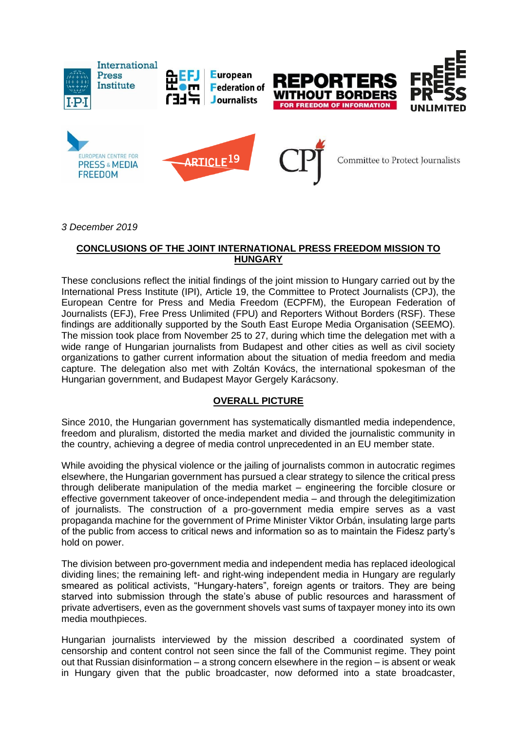*3 December 2019*

## CONCLUSIONS OF THE JOINT INTERNATIONAL PRESS FREEDOM MISSION TO HUNGARY

These conclusions reflect the initial findings of the joint mission to Hungary carried out by the International Press Institute (IPI), Article 19, the Committee to Protect Journalists (CPJ), the European Centre for Press and Media Freedom (ECPFM), the European Federation of Journalists (EFJ), Free Press Unlimited (FPU) and Reporters Without Borders (RSF). These findings are additionally supported by the South East Europe Media Organisation (SEEMO). The mission took place from November 25 to 27, during which time the delegation met with a wide range of Hungarian journalists from Budapest and other cities as well as civil society organizations to gather current information about the situation of media freedom and media capture. The delegation also met with Zoltán Kovács, the international spokesman of the Hungarian government, and Budapest Mayor Gergely Karácsony.

## OVERALL PICTURE

Since 2010, the Hungarian government has systematically dismantled media independence, freedom and pluralism, distorted the media market and divided the journalistic community in the country, achieving a degree of media control unprecedented in an EU member state.

While avoiding the physical violence or the jailing of journalists common in autocratic regimes elsewhere, the Hungarian government has pursued a clear strategy to silence the critical press through deliberate manipulation of the media market – engineering the forcible closure or effective government takeover of once-independent media – and through the delegitimization of journalists. The construction of a pro-government media empire serves as a vast propaganda machine for the government of Prime Minister Viktor Orbán, insulating large parts of the public from access to critical news and information so as to maintain the Fidesz party's hold on power.

The division between pro-government media and independent media has replaced ideological dividing lines; the remaining left- and right-wing independent media in Hungary are regularly smeared as political activists, "Hungary-haters", foreign agents or traitors. They are being starved into submission through the state's abuse of public resources and harassment of private advertisers, even as the government shovels vast sums of taxpayer money into its own media mouthpieces.

Hungarian journalists interviewed by the mission described a coordinated system of censorship and content control not seen since the fall of the Communist regime. They point out that Russian disinformation – a strong concern elsewhere in the region – is absent or weak in Hungary given that the public broadcaster, now deformed into a state broadcaster,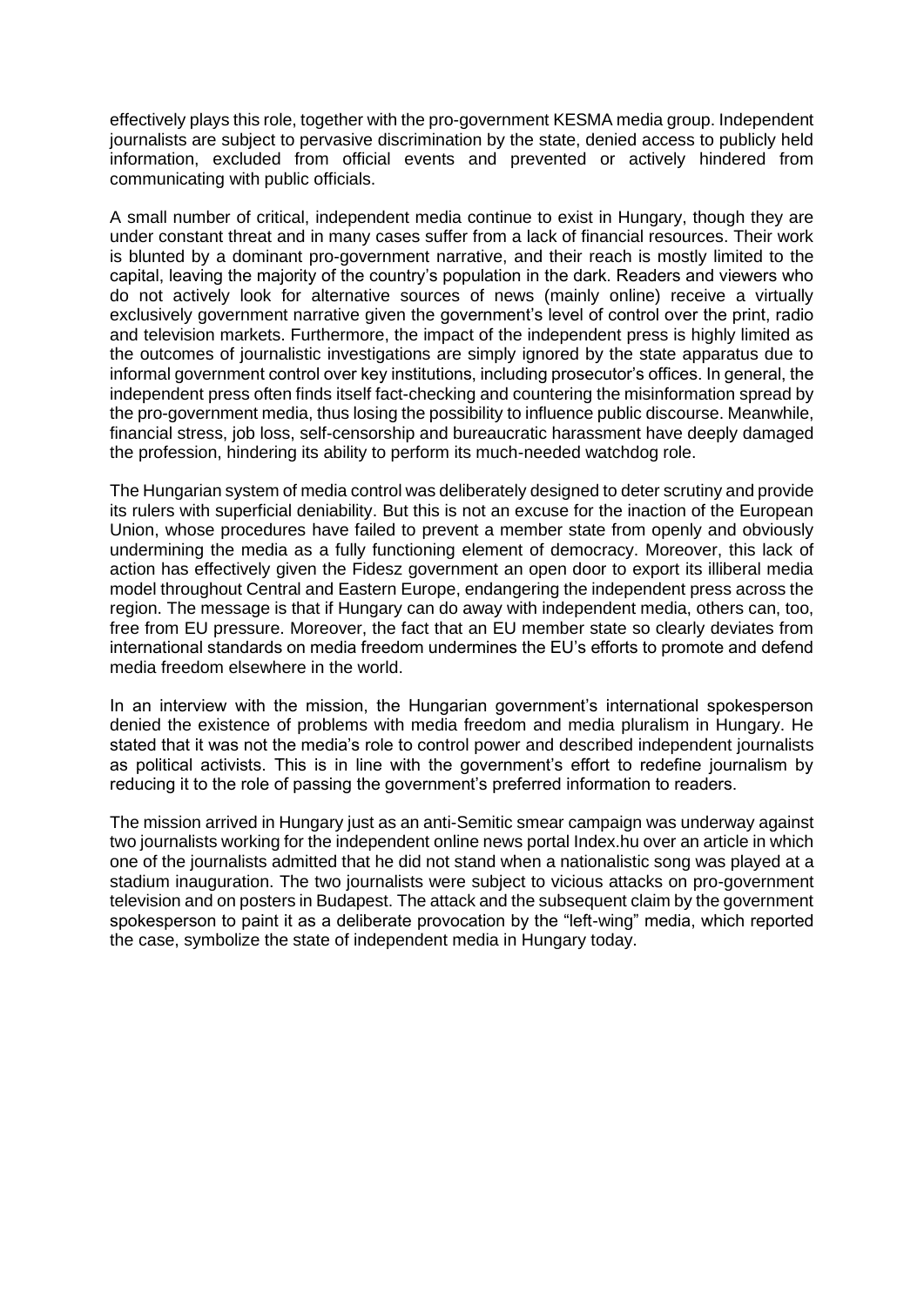effectively plays this role, together with the pro-government KESMA media group. Independent journalists are subject to pervasive discrimination by the state, denied access to publicly held information, excluded from official events and prevented or actively hindered from communicating with public officials.

A small number of critical, independent media continue to exist in Hungary, though they are under constant threat and in many cases suffer from a lack of financial resources. Their work is blunted by a dominant pro-government narrative, and their reach is mostly limited to the capital, leaving the majority of the country's population in the dark. Readers and viewers who do not actively look for alternative sources of news (mainly online) receive a virtually exclusively government narrative given the government's level of control over the print, radio and television markets. Furthermore, the impact of the independent press is highly limited as the outcomes of journalistic investigations are simply ignored by the state apparatus due to informal government control over key institutions, including prosecutor's offices. In general, the independent press often finds itself fact-checking and countering the misinformation spread by the pro-government media, thus losing the possibility to influence public discourse. Meanwhile, financial stress, job loss, self-censorship and bureaucratic harassment have deeply damaged the profession, hindering its ability to perform its much-needed watchdog role.

The Hungarian system of media control was deliberately designed to deter scrutiny and provide its rulers with superficial deniability. But this is not an excuse for the inaction of the European Union, whose procedures have failed to prevent a member state from openly and obviously undermining the media as a fully functioning element of democracy. Moreover, this lack of action has effectively given the Fidesz government an open door to export its illiberal media model throughout Central and Eastern Europe, endangering the independent press across the region. The message is that if Hungary can do away with independent media, others can, too, free from EU pressure. Moreover, the fact that an EU member state so clearly deviates from international standards on media freedom undermines the EU's efforts to promote and defend media freedom elsewhere in the world.

In an interview with the mission, the Hungarian government's international spokesperson denied the existence of problems with media freedom and media pluralism in Hungary. He stated that it was not the media's role to control power and described independent journalists as political activists. This is in line with the government's effort to redefine journalism by reducing it to the role of passing the government's preferred information to readers.

The mission arrived in Hungary just as an anti-Semitic smear campaign was underway against two journalists working for the independent online news portal Index.hu over an article in which one of the journalists admitted that he did not stand when a nationalistic song was played at a stadium inauguration. The two journalists were subject to vicious attacks on pro-government television and on posters in Budapest. The attack and the subsequent claim by the government spokesperson to paint it as a deliberate provocation by the "left-wing" media, which reported the case, symbolize the state of independent media in Hungary today.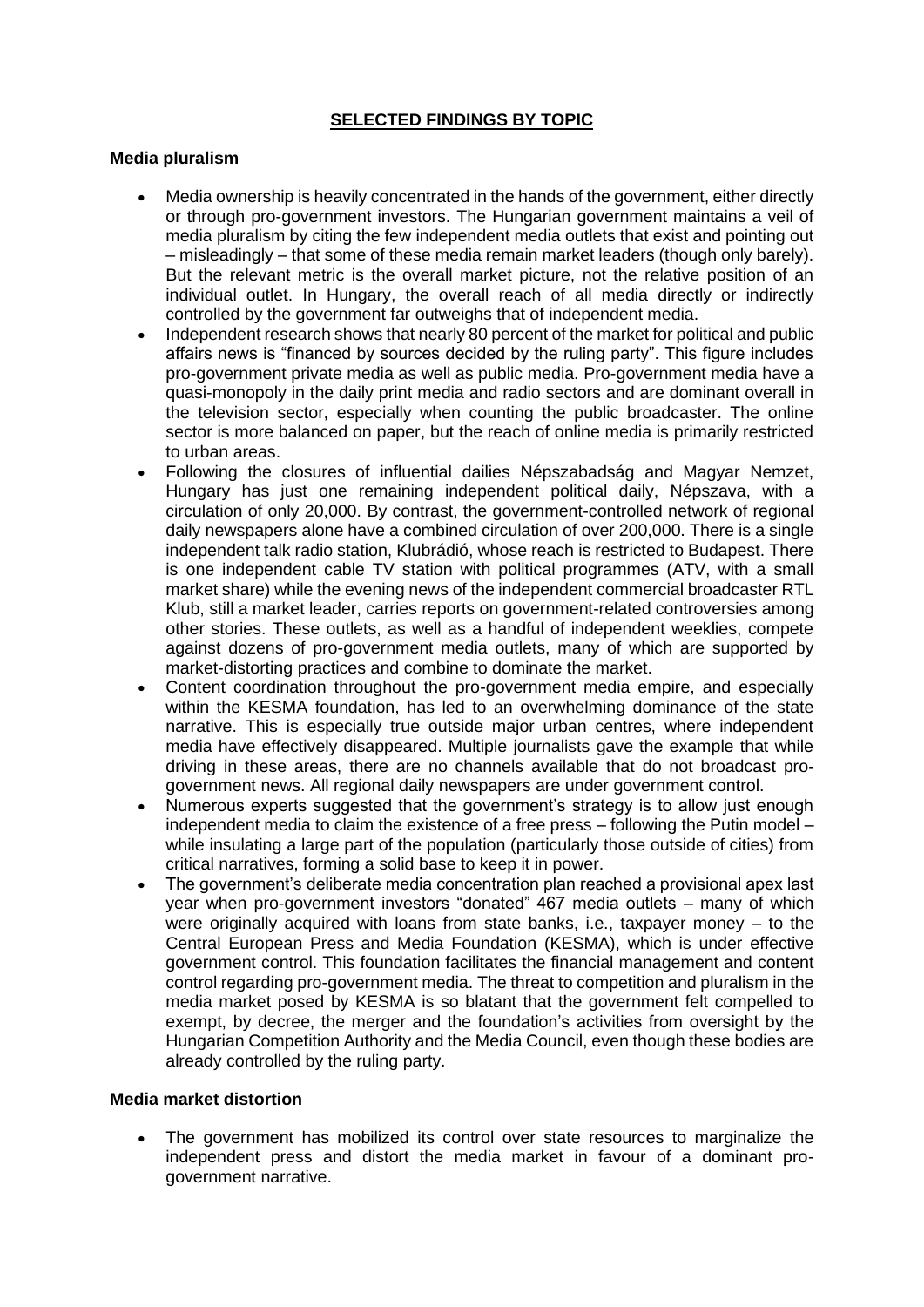## SELECTED FINDINGS BY TOPIC

### Media pluralism

- Media ownership is heavily concentrated in the hands of the government, either directly or through pro-government investors. The Hungarian government maintains a veil of media pluralism by citing the few independent media outlets that exist and pointing out – misleadingly – that some of these media remain market leaders (though only barely). But the relevant metric is the overall market picture, not the relative position of an individual outlet. In Hungary, the overall reach of all media directly or indirectly controlled by the government far outweighs that of independent media.
- Independent research shows that nearly 80 percent of the market for political and public affairs news is "financed by sources decided by the ruling party". This figure includes pro-government private media as well as public media. Pro-government media have a quasi-monopoly in the daily print media and radio sectors and are dominant overall in the television sector, especially when counting the public broadcaster. The online sector is more balanced on paper, but the reach of online media is primarily restricted to urban areas.
- Following the closures of influential dailies Népszabadság and Magyar Nemzet, Hungary has just one remaining independent political daily, Népszava, with a circulation of only 20,000. By contrast, the government-controlled network of regional daily newspapers alone have a combined circulation of over 200,000. There is a single independent talk radio station, Klubrádió, whose reach is restricted to Budapest. There is one independent cable TV station with political programmes (ATV, with a small market share) while the evening news of the independent commercial broadcaster RTL Klub, still a market leader, carries reports on government-related controversies among other stories. These outlets, as well as a handful of independent weeklies, compete against dozens of pro-government media outlets, many of which are supported by market-distorting practices and combine to dominate the market.
- Content coordination throughout the pro-government media empire, and especially within the KESMA foundation, has led to an overwhelming dominance of the state narrative. This is especially true outside major urban centres, where independent media have effectively disappeared. Multiple journalists gave the example that while driving in these areas, there are no channels available that do not broadcast pro-government news. All regional daily newspapers are under government control.
- Numerous experts suggested that the government's strategy is to allow just enough independent media to claim the existence of a free press – following the Putin model – while insulating a large part of the population (particularly those outside of cities) from critical narratives, forming a solid base to keep it in power.
- The government's deliberate media concentration plan reached a provisional apex last year when pro-government investors "donated" 467 media outlets – many of which were originally acquired with loans from state banks, i.e., taxpayer money – to the Central European Press and Media Foundation (KESMA), which is under effective government control. This foundation facilitates the financial management and content control regarding pro-government media. The threat to competition and pluralism in the media market posed by KESMA is so blatant that the government felt compelled to exempt, by decree, the merger and the foundation's activities from oversight by the Hungarian Competition Authority and the Media Council, even though these bodies are already controlled by the ruling party.

### Media market distortion

- The government has mobilized its control over state resources to marginalize the independent press and distort the media market in favour of a dominant pro-government narrative.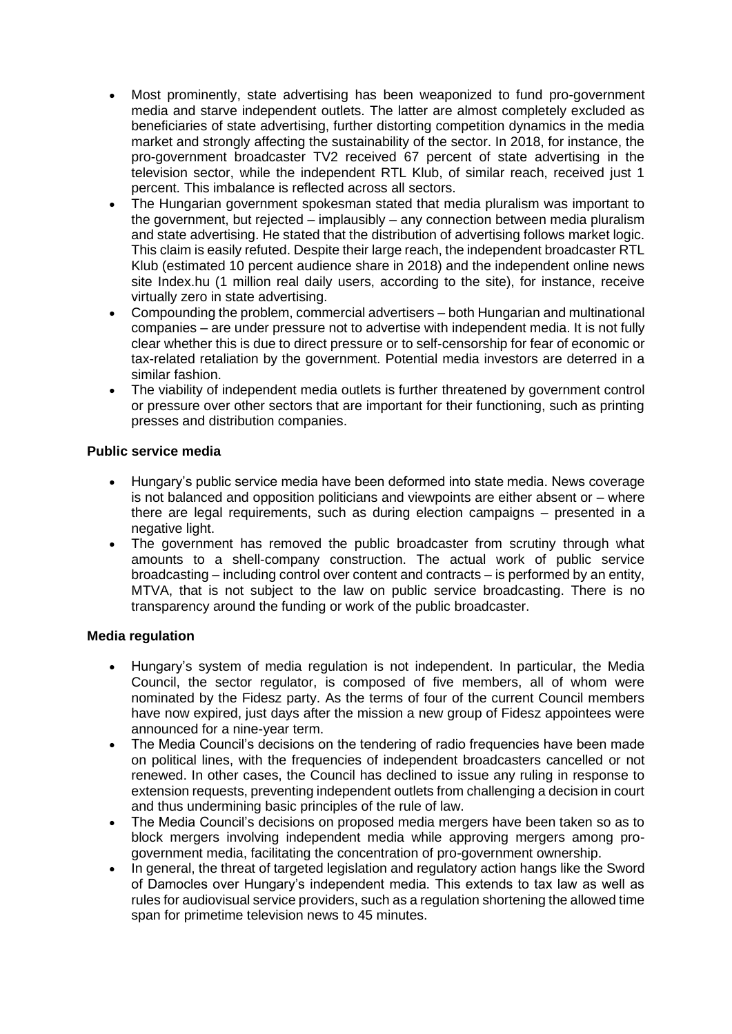- Most prominently, state advertising has been weaponized to fund pro-government media and starve independent outlets. The latter are almost completely excluded as beneficiaries of state advertising, further distorting competition dynamics in the media market and strongly affecting the sustainability of the sector. In 2018, for instance, the pro-government broadcaster TV2 received 67 percent of state advertising in the television sector, while the independent RTL Klub, of similar reach, received just 1 percent. This imbalance is reflected across all sectors.
- The Hungarian government spokesman stated that media pluralism was important to the government, but rejected – implausibly – any connection between media pluralism and state advertising. He stated that the distribution of advertising follows market logic. This claim is easily refuted. Despite their large reach, the independent broadcaster RTL Klub (estimated 10 percent audience share in 2018) and the independent online news site Index.hu (1 million real daily users, according to the site), for instance, receive virtually zero in state advertising.
- Compounding the problem, commercial advertisers – both Hungarian and multinational companies – are under pressure not to advertise with independent media. It is not fully clear whether this is due to direct pressure or to self-censorship for fear of economic or tax-related retaliation by the government. Potential media investors are deterred in a similar fashion.
- The viability of independent media outlets is further threatened by government control or pressure over other sectors that are important for their functioning, such as printing presses and distribution companies.

**Public service media**

- Hungary's public service media have been deformed into state media. News coverage is not balanced and opposition politicians and viewpoints are either absent or – where there are legal requirements, such as during election campaigns – presented in a negative light.
- The government has removed the public broadcaster from scrutiny through what amounts to a shell-company construction. The actual work of public service broadcasting – including control over content and contracts – is performed by an entity, MTVA, that is not subject to the law on public service broadcasting. There is no transparency around the funding or work of the public broadcaster.

**Media regulation**

- Hungary's system of media regulation is not independent. In particular, the Media Council, the sector regulator, is composed of five members, all of whom were nominated by the Fidesz party. As the terms of four of the current Council members have now expired, just days after the mission a new group of Fidesz appointees were announced for a nine-year term.
- The Media Council's decisions on the tendering of radio frequencies have been made on political lines, with the frequencies of independent broadcasters cancelled or not renewed. In other cases, the Council has declined to issue any ruling in response to extension requests, preventing independent outlets from challenging a decision in court and thus undermining basic principles of the rule of law.
- The Media Council's decisions on proposed media mergers have been taken so as to block mergers involving independent media while approving mergers among pro-government media, facilitating the concentration of pro-government ownership.
- In general, the threat of targeted legislation and regulatory action hangs like the Sword of Damocles over Hungary's independent media. This extends to tax law as well as rules for audiovisual service providers, such as a regulation shortening the allowed time span for primetime television news to 45 minutes.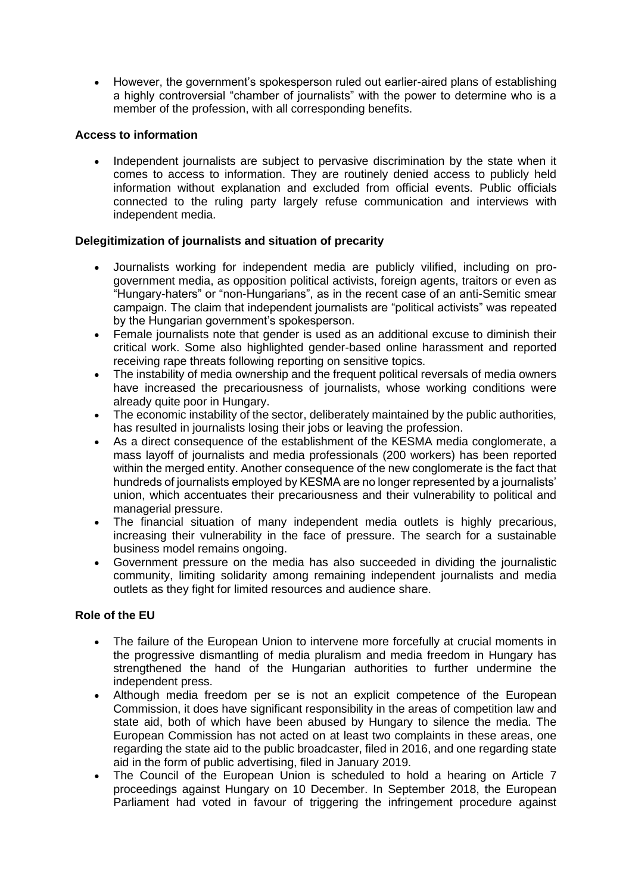- However, the government's spokesperson ruled out earlier-aired plans of establishing a highly controversial "chamber of journalists" with the power to determine who is a member of the profession, with all corresponding benefits.

**Access to information**

- Independent journalists are subject to pervasive discrimination by the state when it comes to access to information. They are routinely denied access to publicly held information without explanation and excluded from official events. Public officials connected to the ruling party largely refuse communication and interviews with independent media.

**Delegitimization of journalists and situation of precarity**

- Journalists working for independent media are publicly vilified, including on pro-government media, as opposition political activists, foreign agents, traitors or even as "Hungary-haters" or "non-Hungarians", as in the recent case of an anti-Semitic smear campaign. The claim that independent journalists are "political activists" was repeated by the Hungarian government's spokesperson.
- Female journalists note that gender is used as an additional excuse to diminish their critical work. Some also highlighted gender-based online harassment and reported receiving rape threats following reporting on sensitive topics.
- The instability of media ownership and the frequent political reversals of media owners have increased the precariousness of journalists, whose working conditions were already quite poor in Hungary.
- The economic instability of the sector, deliberately maintained by the public authorities, has resulted in journalists losing their jobs or leaving the profession.
- As a direct consequence of the establishment of the KESMA media conglomerate, a mass layoff of journalists and media professionals (200 workers) has been reported within the merged entity. Another consequence of the new conglomerate is the fact that hundreds of journalists employed by KESMA are no longer represented by a journalists' union, which accentuates their precariousness and their vulnerability to political and managerial pressure.
- The financial situation of many independent media outlets is highly precarious, increasing their vulnerability in the face of pressure. The search for a sustainable business model remains ongoing.
- Government pressure on the media has also succeeded in dividing the journalistic community, limiting solidarity among remaining independent journalists and media outlets as they fight for limited resources and audience share.

**Role of the EU**

- The failure of the European Union to intervene more forcefully at crucial moments in the progressive dismantling of media pluralism and media freedom in Hungary has strengthened the hand of the Hungarian authorities to further undermine the independent press.
- Although media freedom per se is not an explicit competence of the European Commission, it does have significant responsibility in the areas of competition law and state aid, both of which have been abused by Hungary to silence the media. The European Commission has not acted on at least two complaints in these areas, one regarding the state aid to the public broadcaster, filed in 2016, and one regarding state aid in the form of public advertising, filed in January 2019.
- The Council of the European Union is scheduled to hold a hearing on Article 7 proceedings against Hungary on 10 December. In September 2018, the European Parliament had voted in favour of triggering the infringement procedure against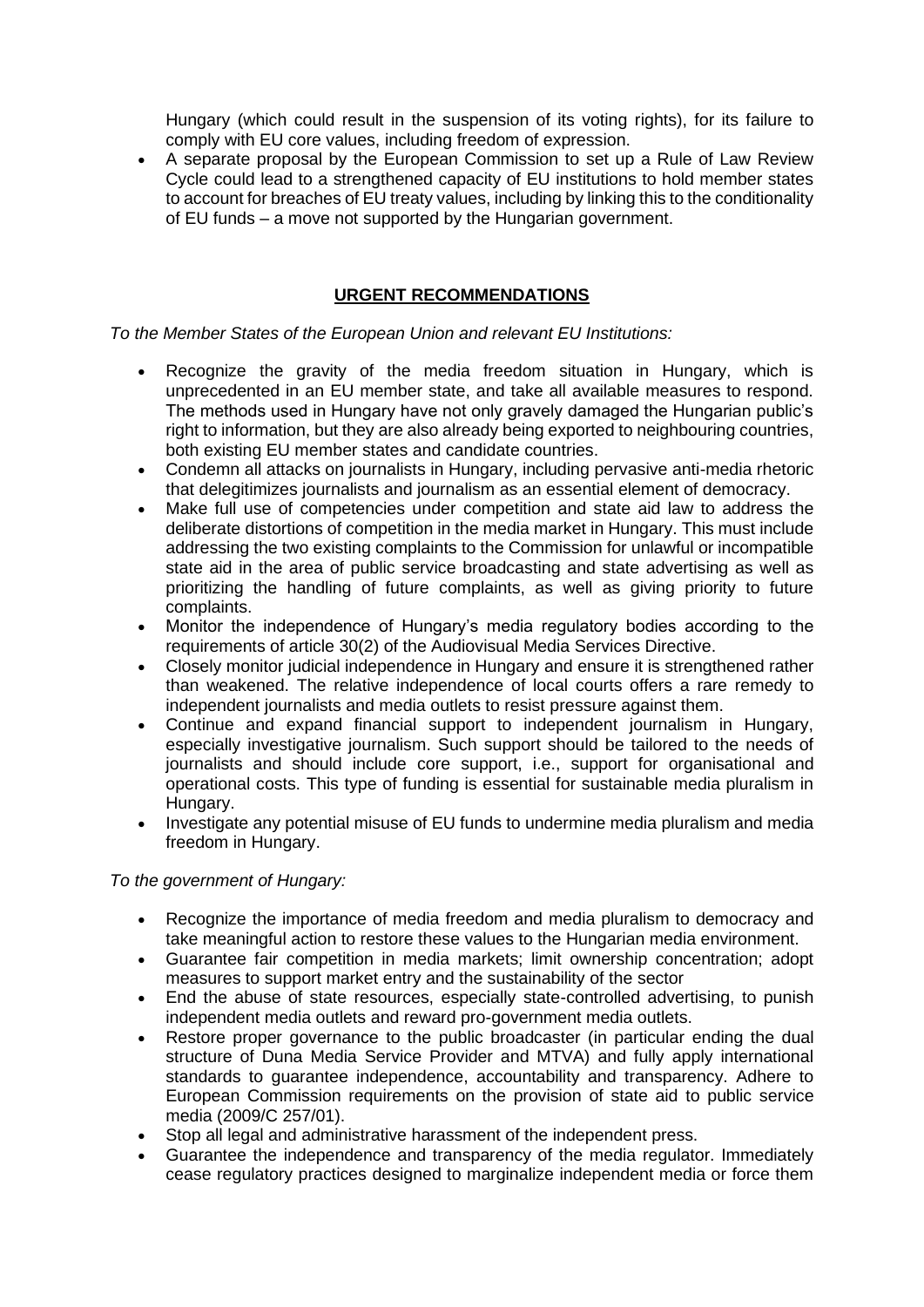Hungary (which could result in the suspension of its voting rights), for its failure to comply with EU core values, including freedom of expression.

- A separate proposal by the European Commission to set up a Rule of Law Review Cycle could lead to a strengthened capacity of EU institutions to hold member states to account for breaches of EU treaty values, including by linking this to the conditionality of EU funds – a move not supported by the Hungarian government.

## **URGENT RECOMMENDATIONS**

*To the Member States of the European Union and relevant EU Institutions:*

- Recognize the gravity of the media freedom situation in Hungary, which is unprecedented in an EU member state, and take all available measures to respond. The methods used in Hungary have not only gravely damaged the Hungarian public's right to information, but they are also already being exported to neighbouring countries, both existing EU member states and candidate countries.
- Condemn all attacks on journalists in Hungary, including pervasive anti-media rhetoric that delegitimizes journalists and journalism as an essential element of democracy.
- Make full use of competencies under competition and state aid law to address the deliberate distortions of competition in the media market in Hungary. This must include addressing the two existing complaints to the Commission for unlawful or incompatible state aid in the area of public service broadcasting and state advertising as well as prioritizing the handling of future complaints, as well as giving priority to future complaints.
- Monitor the independence of Hungary's media regulatory bodies according to the requirements of article 30(2) of the Audiovisual Media Services Directive.
- Closely monitor judicial independence in Hungary and ensure it is strengthened rather than weakened. The relative independence of local courts offers a rare remedy to independent journalists and media outlets to resist pressure against them.
- Continue and expand financial support to independent journalism in Hungary, especially investigative journalism. Such support should be tailored to the needs of journalists and should include core support, i.e., support for organisational and operational costs. This type of funding is essential for sustainable media pluralism in Hungary.
- Investigate any potential misuse of EU funds to undermine media pluralism and media freedom in Hungary.

*To the government of Hungary:*

- Recognize the importance of media freedom and media pluralism to democracy and take meaningful action to restore these values to the Hungarian media environment.
- Guarantee fair competition in media markets; limit ownership concentration; adopt measures to support market entry and the sustainability of the sector
- End the abuse of state resources, especially state-controlled advertising, to punish independent media outlets and reward pro-government media outlets.
- Restore proper governance to the public broadcaster (in particular ending the dual structure of Duna Media Service Provider and MTVA) and fully apply international standards to guarantee independence, accountability and transparency. Adhere to European Commission requirements on the provision of state aid to public service media (2009/C 257/01).
- Stop all legal and administrative harassment of the independent press.
- Guarantee the independence and transparency of the media regulator. Immediately cease regulatory practices designed to marginalize independent media or force them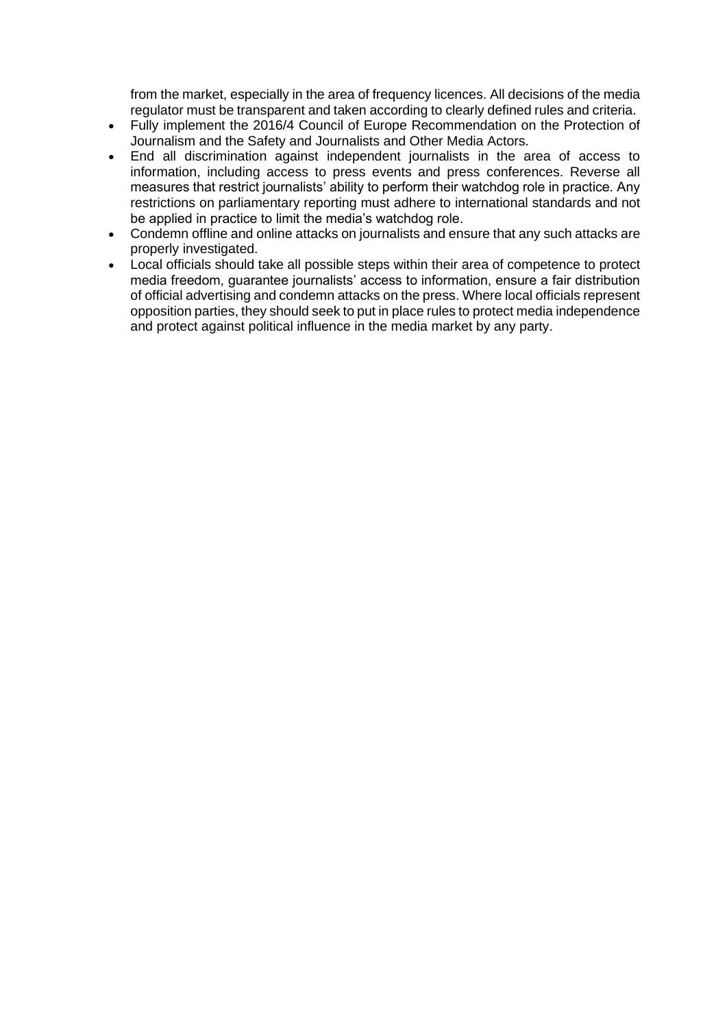from the market, especially in the area of frequency licences. All decisions of the media regulator must be transparent and taken according to clearly defined rules and criteria.

- Fully implement the 2016/4 Council of Europe Recommendation on the Protection of Journalism and the Safety and Journalists and Other Media Actors.
- End all discrimination against independent journalists in the area of access to information, including access to press events and press conferences. Reverse all measures that restrict journalists' ability to perform their watchdog role in practice. Any restrictions on parliamentary reporting must adhere to international standards and not be applied in practice to limit the media's watchdog role.
- Condemn offline and online attacks on journalists and ensure that any such attacks are properly investigated.
- Local officials should take all possible steps within their area of competence to protect media freedom, guarantee journalists' access to information, ensure a fair distribution of official advertising and condemn attacks on the press. Where local officials represent opposition parties, they should seek to put in place rules to protect media independence and protect against political influence in the media market by any party.